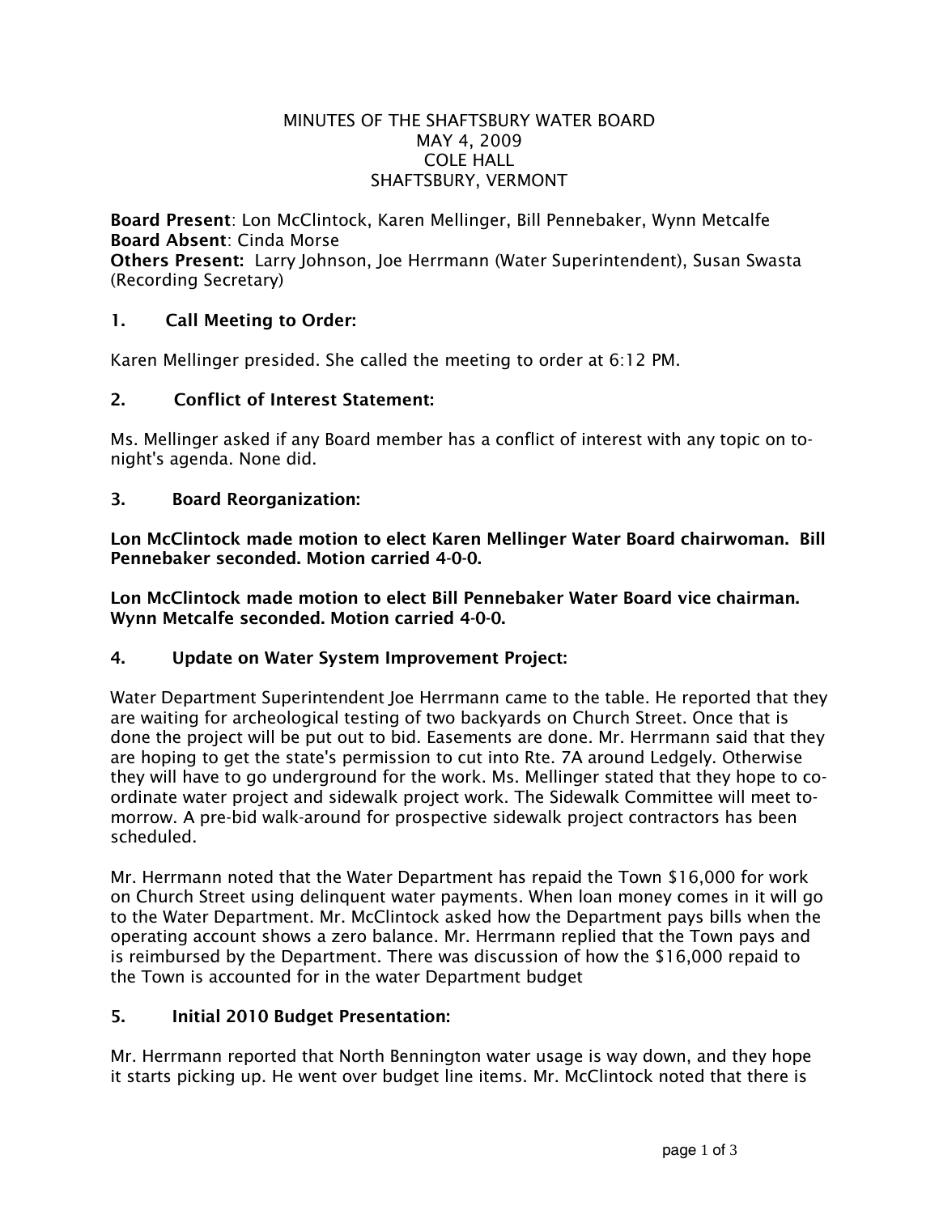MINUTES OF THE SHAFTSBURY WATER BOARD
MAY 4, 2009
COLE HALL
SHAFTSBURY, VERMONT

**Board Present**: Lon McClintock, Karen Mellinger, Bill Pennebaker, Wynn Metcalfe
**Board Absent**: Cinda Morse
**Others Present:** Larry Johnson, Joe Herrmann (Water Superintendent), Susan Swasta (Recording Secretary)

## 1. Call Meeting to Order:

Karen Mellinger presided. She called the meeting to order at 6:12 PM.

## 2. Conflict of Interest Statement:

Ms. Mellinger asked if any Board member has a conflict of interest with any topic on to-night's agenda. None did.

## 3. Board Reorganization:

**Lon McClintock made motion to elect Karen Mellinger Water Board chairwoman. Bill Pennebaker seconded. Motion carried 4-0-0.**

**Lon McClintock made motion to elect Bill Pennebaker Water Board vice chairman. Wynn Metcalfe seconded. Motion carried 4-0-0.**

## 4. Update on Water System Improvement Project:

Water Department Superintendent Joe Herrmann came to the table. He reported that they are waiting for archeological testing of two backyards on Church Street. Once that is done the project will be put out to bid. Easements are done. Mr. Herrmann said that they are hoping to get the state's permission to cut into Rte. 7A around Ledgely. Otherwise they will have to go underground for the work. Ms. Mellinger stated that they hope to co-ordinate water project and sidewalk project work. The Sidewalk Committee will meet to-morrow. A pre-bid walk-around for prospective sidewalk project contractors has been scheduled.

Mr. Herrmann noted that the Water Department has repaid the Town $16,000 for work on Church Street using delinquent water payments. When loan money comes in it will go to the Water Department. Mr. McClintock asked how the Department pays bills when the operating account shows a zero balance. Mr. Herrmann replied that the Town pays and is reimbursed by the Department. There was discussion of how the $16,000 repaid to the Town is accounted for in the water Department budget

## 5. Initial 2010 Budget Presentation:

Mr. Herrmann reported that North Bennington water usage is way down, and they hope it starts picking up. He went over budget line items. Mr. McClintock noted that there is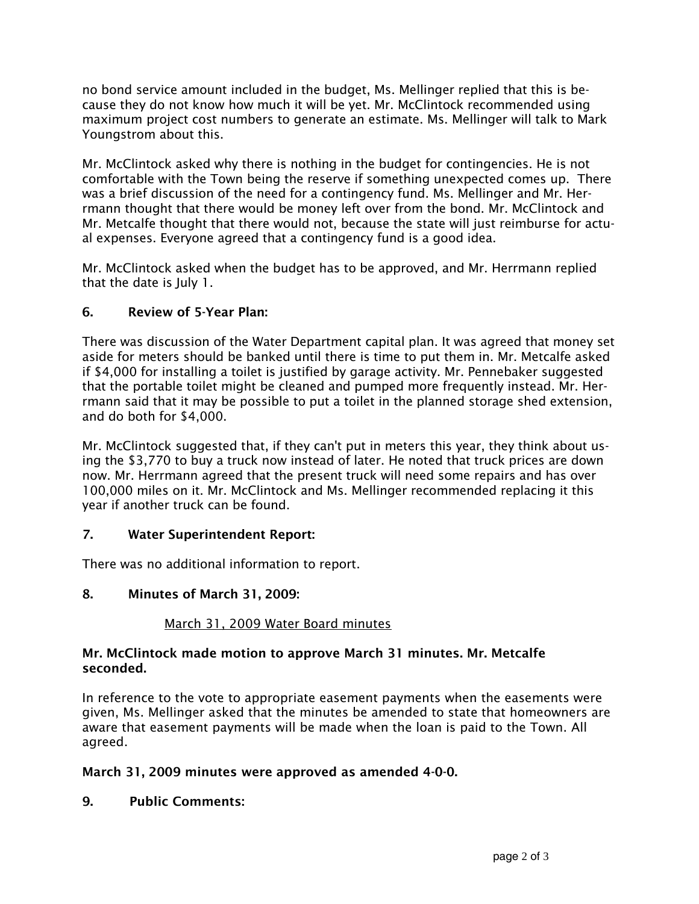no bond service amount included in the budget, Ms. Mellinger replied that this is because they do not know how much it will be yet. Mr. McClintock recommended using maximum project cost numbers to generate an estimate. Ms. Mellinger will talk to Mark Youngstrom about this.

Mr. McClintock asked why there is nothing in the budget for contingencies. He is not comfortable with the Town being the reserve if something unexpected comes up. There was a brief discussion of the need for a contingency fund. Ms. Mellinger and Mr. Herrmann thought that there would be money left over from the bond. Mr. McClintock and Mr. Metcalfe thought that there would not, because the state will just reimburse for actual expenses. Everyone agreed that a contingency fund is a good idea.

Mr. McClintock asked when the budget has to be approved, and Mr. Herrmann replied that the date is July 1.

### 6. Review of 5-Year Plan:

There was discussion of the Water Department capital plan. It was agreed that money set aside for meters should be banked until there is time to put them in. Mr. Metcalfe asked if $4,000 for installing a toilet is justified by garage activity. Mr. Pennebaker suggested that the portable toilet might be cleaned and pumped more frequently instead. Mr. Herrmann said that it may be possible to put a toilet in the planned storage shed extension, and do both for $4,000.

Mr. McClintock suggested that, if they can't put in meters this year, they think about using the $3,770 to buy a truck now instead of later. He noted that truck prices are down now. Mr. Herrmann agreed that the present truck will need some repairs and has over 100,000 miles on it. Mr. McClintock and Ms. Mellinger recommended replacing it this year if another truck can be found.

### 7. Water Superintendent Report:

There was no additional information to report.

### 8. Minutes of March 31, 2009:

March 31, 2009 Water Board minutes

**Mr. McClintock made motion to approve March 31 minutes. Mr. Metcalfe seconded.**

In reference to the vote to appropriate easement payments when the easements were given, Ms. Mellinger asked that the minutes be amended to state that homeowners are aware that easement payments will be made when the loan is paid to the Town. All agreed.

**March 31, 2009 minutes were approved as amended 4-0-0.**

### 9. Public Comments: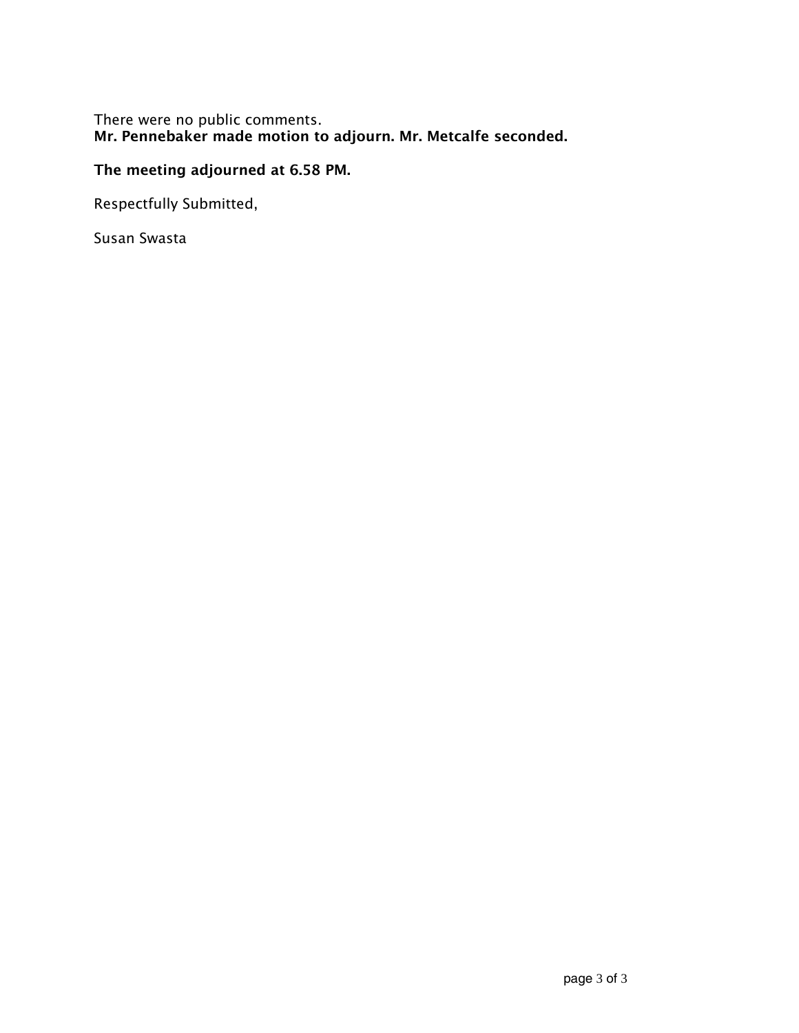There were no public comments.
**Mr. Pennebaker made motion to adjourn. Mr. Metcalfe seconded.**

**The meeting adjourned at 6.58 PM.**

Respectfully Submitted,

Susan Swasta